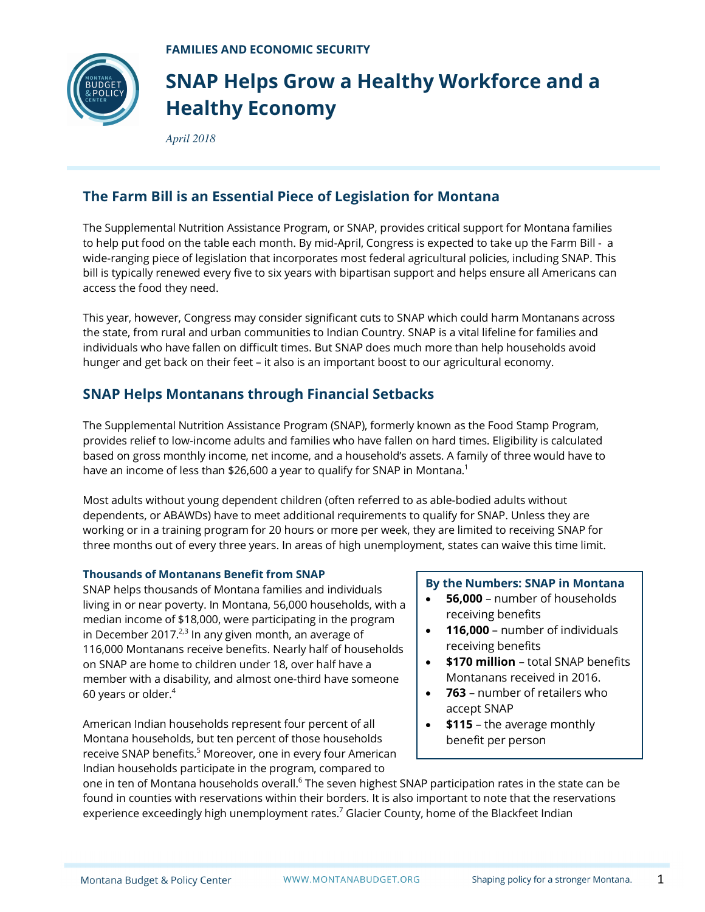FAMILIES AND ECONOMIC SECURITY

# SNAP Helps Grow a Healthy Workforce and a Healthy Economy

*April 2018*

## The Farm Bill is an Essential Piece of Legislation for Montana

The Supplemental Nutrition Assistance Program, or SNAP, provides critical support for Montana families to help put food on the table each month. By mid-April, Congress is expected to take up the Farm Bill - a wide-ranging piece of legislation that incorporates most federal agricultural policies, including SNAP. This bill is typically renewed every five to six years with bipartisan support and helps ensure all Americans can access the food they need.

This year, however, Congress may consider significant cuts to SNAP which could harm Montanans across the state, from rural and urban communities to Indian Country. SNAP is a vital lifeline for families and individuals who have fallen on difficult times. But SNAP does much more than help households avoid hunger and get back on their feet – it also is an important boost to our agricultural economy.

## SNAP Helps Montanans through Financial Setbacks

The Supplemental Nutrition Assistance Program (SNAP), formerly known as the Food Stamp Program, provides relief to low-income adults and families who have fallen on hard times. Eligibility is calculated based on gross monthly income, net income, and a household's assets. A family of three would have to have an income of less than $26,600 a year to qualify for SNAP in Montana.[1]

Most adults without young dependent children (often referred to as able-bodied adults without dependents, or ABAWDs) have to meet additional requirements to qualify for SNAP. Unless they are working or in a training program for 20 hours or more per week, they are limited to receiving SNAP for three months out of every three years. In areas of high unemployment, states can waive this time limit.

### Thousands of Montanans Benefit from SNAP

SNAP helps thousands of Montana families and individuals living in or near poverty. In Montana, 56,000 households, with a median income of $18,000, were participating in the program in December 2017.[2,3] In any given month, an average of 116,000 Montanans receive benefits. Nearly half of households on SNAP are home to children under 18, over half have a member with a disability, and almost one-third have someone 60 years or older.[4]

**By the Numbers: SNAP in Montana**

- **56,000** – number of households receiving benefits
- **116,000** – number of individuals receiving benefits
- **$170 million** – total SNAP benefits Montanans received in 2016.
- **763** – number of retailers who accept SNAP
- **$115** – the average monthly benefit per person

American Indian households represent four percent of all Montana households, but ten percent of those households receive SNAP benefits.[5] Moreover, one in every four American Indian households participate in the program, compared to one in ten of Montana households overall.[6] The seven highest SNAP participation rates in the state can be found in counties with reservations within their borders. It is also important to note that the reservations experience exceedingly high unemployment rates.[7] Glacier County, home of the Blackfeet Indian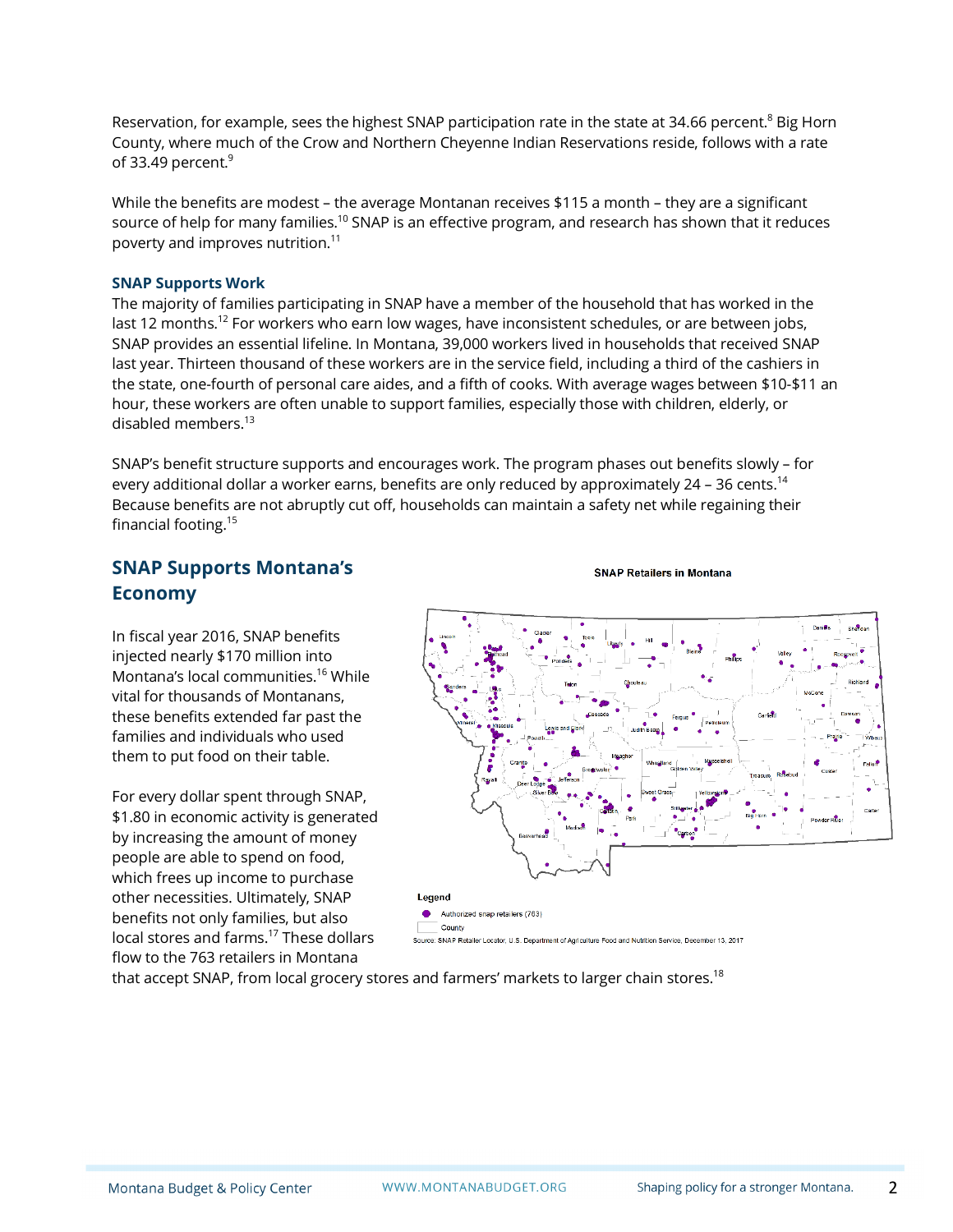Reservation, for example, sees the highest SNAP participation rate in the state at 34.66 percent.[8] Big Horn County, where much of the Crow and Northern Cheyenne Indian Reservations reside, follows with a rate of 33.49 percent.[9]

While the benefits are modest – the average Montanan receives $115 a month – they are a significant source of help for many families.[10] SNAP is an effective program, and research has shown that it reduces poverty and improves nutrition.[11]

### SNAP Supports Work

The majority of families participating in SNAP have a member of the household that has worked in the last 12 months.[12] For workers who earn low wages, have inconsistent schedules, or are between jobs, SNAP provides an essential lifeline. In Montana, 39,000 workers lived in households that received SNAP last year. Thirteen thousand of these workers are in the service field, including a third of the cashiers in the state, one-fourth of personal care aides, and a fifth of cooks. With average wages between $10-$11 an hour, these workers are often unable to support families, especially those with children, elderly, or disabled members.[13]

SNAP's benefit structure supports and encourages work. The program phases out benefits slowly – for every additional dollar a worker earns, benefits are only reduced by approximately 24 – 36 cents.[14] Because benefits are not abruptly cut off, households can maintain a safety net while regaining their financial footing.[15]

## SNAP Supports Montana's Economy

In fiscal year 2016, SNAP benefits injected nearly $170 million into Montana's local communities.[16] While vital for thousands of Montanans, these benefits extended far past the families and individuals who used them to put food on their table.

For every dollar spent through SNAP, $1.80 in economic activity is generated by increasing the amount of money people are able to spend on food, which frees up income to purchase other necessities. Ultimately, SNAP benefits not only families, but also local stores and farms.[17] These dollars flow to the 763 retailers in Montana that accept SNAP, from local grocery stores and farmers' markets to larger chain stores.[18]

SNAP Retailers in Montana

Legend

Authorized snap retailers (763)

County

Source: SNAP Retailer Locator, U.S. Department of Agriculture Food and Nutrition Service, December 13, 2017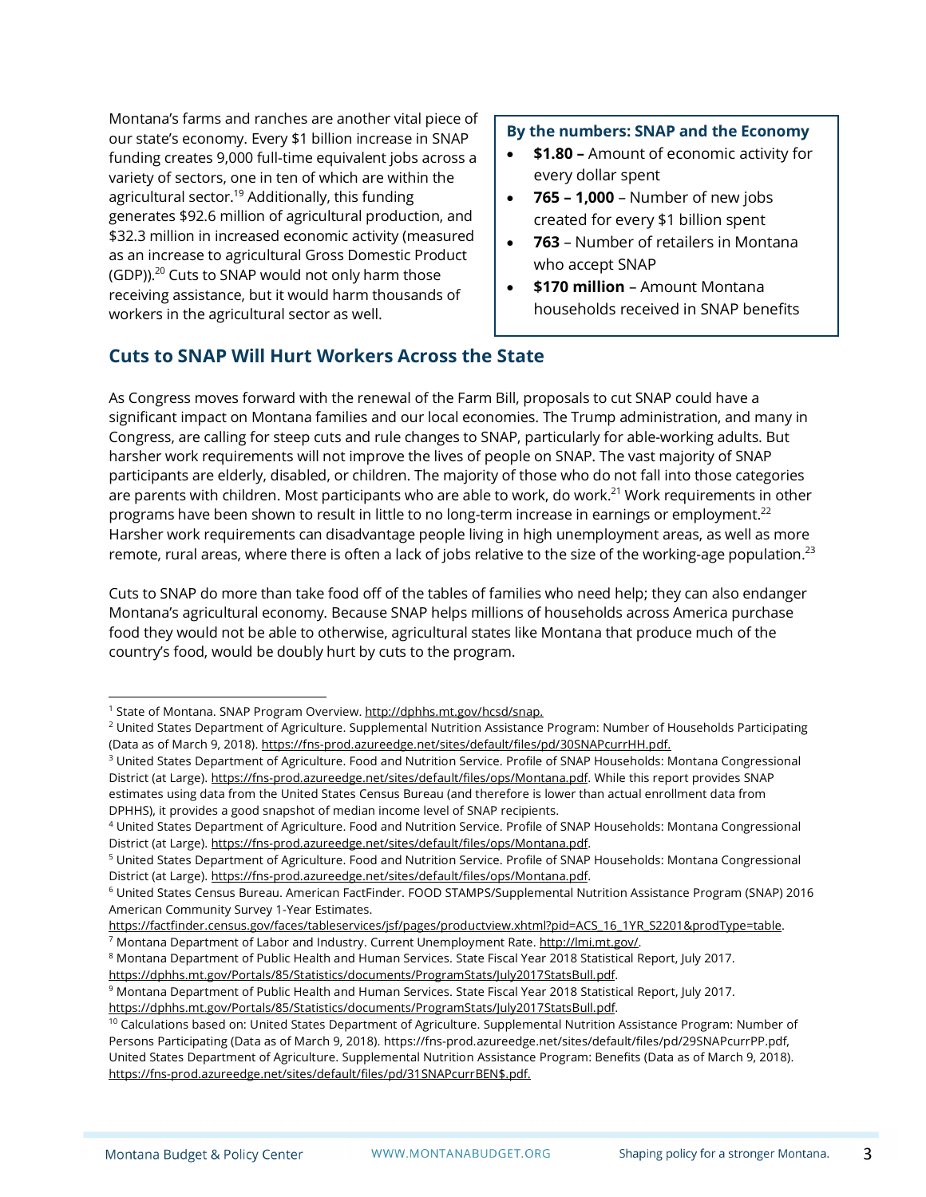Montana's farms and ranches are another vital piece of our state's economy. Every $1 billion increase in SNAP funding creates 9,000 full-time equivalent jobs across a variety of sectors, one in ten of which are within the agricultural sector.[19] Additionally, this funding generates $92.6 million of agricultural production, and $32.3 million in increased economic activity (measured as an increase to agricultural Gross Domestic Product (GDP)).[20] Cuts to SNAP would not only harm those receiving assistance, but it would harm thousands of workers in the agricultural sector as well.

**By the numbers: SNAP and the Economy**

- **$1.80 –** Amount of economic activity for every dollar spent
- **765 – 1,000** – Number of new jobs created for every $1 billion spent
- **763** – Number of retailers in Montana who accept SNAP
- **$170 million** – Amount Montana households received in SNAP benefits

## Cuts to SNAP Will Hurt Workers Across the State

As Congress moves forward with the renewal of the Farm Bill, proposals to cut SNAP could have a significant impact on Montana families and our local economies. The Trump administration, and many in Congress, are calling for steep cuts and rule changes to SNAP, particularly for able-working adults. But harsher work requirements will not improve the lives of people on SNAP. The vast majority of SNAP participants are elderly, disabled, or children. The majority of those who do not fall into those categories are parents with children. Most participants who are able to work, do work.[21] Work requirements in other programs have been shown to result in little to no long-term increase in earnings or employment.[22] Harsher work requirements can disadvantage people living in high unemployment areas, as well as more remote, rural areas, where there is often a lack of jobs relative to the size of the working-age population.[23]

Cuts to SNAP do more than take food off of the tables of families who need help; they can also endanger Montana's agricultural economy. Because SNAP helps millions of households across America purchase food they would not be able to otherwise, agricultural states like Montana that produce much of the country's food, would be doubly hurt by cuts to the program.

---

[1] State of Montana. SNAP Program Overview. http://dphhs.mt.gov/hcsd/snap.

[2] United States Department of Agriculture. Supplemental Nutrition Assistance Program: Number of Households Participating (Data as of March 9, 2018). https://fns-prod.azureedge.net/sites/default/files/pd/30SNAPcurrHH.pdf.

[3] United States Department of Agriculture. Food and Nutrition Service. Profile of SNAP Households: Montana Congressional District (at Large). https://fns-prod.azureedge.net/sites/default/files/ops/Montana.pdf. While this report provides SNAP estimates using data from the United States Census Bureau (and therefore is lower than actual enrollment data from DPHHS), it provides a good snapshot of median income level of SNAP recipients.

[4] United States Department of Agriculture. Food and Nutrition Service. Profile of SNAP Households: Montana Congressional District (at Large). https://fns-prod.azureedge.net/sites/default/files/ops/Montana.pdf.

[5] United States Department of Agriculture. Food and Nutrition Service. Profile of SNAP Households: Montana Congressional District (at Large). https://fns-prod.azureedge.net/sites/default/files/ops/Montana.pdf.

[6] United States Census Bureau. American FactFinder. FOOD STAMPS/Supplemental Nutrition Assistance Program (SNAP) 2016 American Community Survey 1-Year Estimates. https://factfinder.census.gov/faces/tableservices/jsf/pages/productview.xhtml?pid=ACS_16_1YR_S2201&prodType=table.

[7] Montana Department of Labor and Industry. Current Unemployment Rate. http://lmi.mt.gov/.

[8] Montana Department of Public Health and Human Services. State Fiscal Year 2018 Statistical Report, July 2017. https://dphhs.mt.gov/Portals/85/Statistics/documents/ProgramStats/July2017StatsBull.pdf.

[9] Montana Department of Public Health and Human Services. State Fiscal Year 2018 Statistical Report, July 2017. https://dphhs.mt.gov/Portals/85/Statistics/documents/ProgramStats/July2017StatsBull.pdf.

[10] Calculations based on: United States Department of Agriculture. Supplemental Nutrition Assistance Program: Number of Persons Participating (Data as of March 9, 2018). https://fns-prod.azureedge.net/sites/default/files/pd/29SNAPcurrPP.pdf, United States Department of Agriculture. Supplemental Nutrition Assistance Program: Benefits (Data as of March 9, 2018). https://fns-prod.azureedge.net/sites/default/files/pd/31SNAPcurrBEN$.pdf.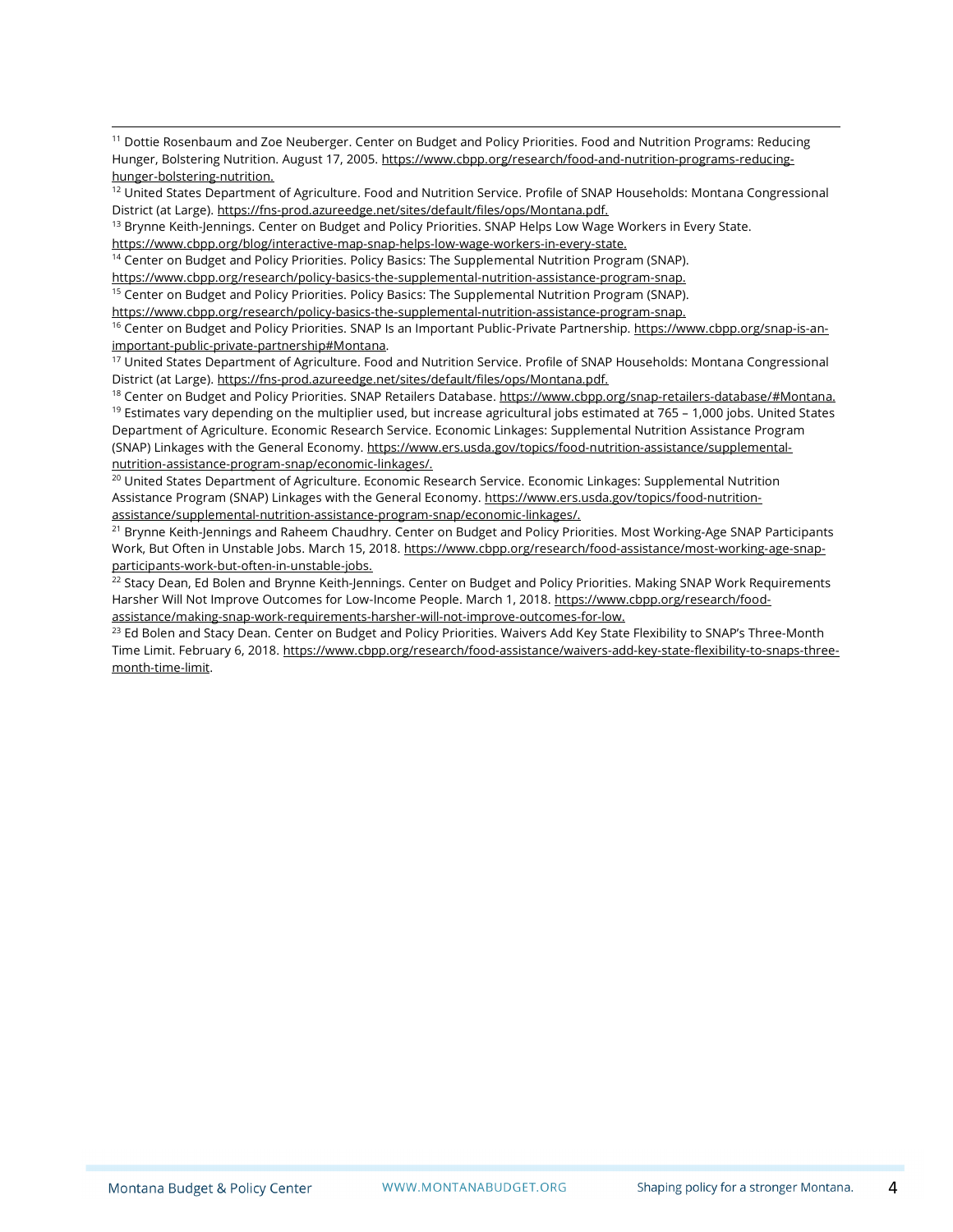[11] Dottie Rosenbaum and Zoe Neuberger. Center on Budget and Policy Priorities. Food and Nutrition Programs: Reducing Hunger, Bolstering Nutrition. August 17, 2005. https://www.cbpp.org/research/food-and-nutrition-programs-reducing-hunger-bolstering-nutrition.

[12] United States Department of Agriculture. Food and Nutrition Service. Profile of SNAP Households: Montana Congressional District (at Large). https://fns-prod.azureedge.net/sites/default/files/ops/Montana.pdf.

[13] Brynne Keith-Jennings. Center on Budget and Policy Priorities. SNAP Helps Low Wage Workers in Every State. https://www.cbpp.org/blog/interactive-map-snap-helps-low-wage-workers-in-every-state.

[14] Center on Budget and Policy Priorities. Policy Basics: The Supplemental Nutrition Program (SNAP). https://www.cbpp.org/research/policy-basics-the-supplemental-nutrition-assistance-program-snap.

[15] Center on Budget and Policy Priorities. Policy Basics: The Supplemental Nutrition Program (SNAP). https://www.cbpp.org/research/policy-basics-the-supplemental-nutrition-assistance-program-snap.

[16] Center on Budget and Policy Priorities. SNAP Is an Important Public-Private Partnership. https://www.cbpp.org/snap-is-an-important-public-private-partnership#Montana.

[17] United States Department of Agriculture. Food and Nutrition Service. Profile of SNAP Households: Montana Congressional District (at Large). https://fns-prod.azureedge.net/sites/default/files/ops/Montana.pdf.

[18] Center on Budget and Policy Priorities. SNAP Retailers Database. https://www.cbpp.org/snap-retailers-database/#Montana.

[19] Estimates vary depending on the multiplier used, but increase agricultural jobs estimated at 765 – 1,000 jobs. United States Department of Agriculture. Economic Research Service. Economic Linkages: Supplemental Nutrition Assistance Program (SNAP) Linkages with the General Economy. https://www.ers.usda.gov/topics/food-nutrition-assistance/supplemental-nutrition-assistance-program-snap/economic-linkages/.

[20] United States Department of Agriculture. Economic Research Service. Economic Linkages: Supplemental Nutrition Assistance Program (SNAP) Linkages with the General Economy. https://www.ers.usda.gov/topics/food-nutrition-assistance/supplemental-nutrition-assistance-program-snap/economic-linkages/.

[21] Brynne Keith-Jennings and Raheem Chaudhry. Center on Budget and Policy Priorities. Most Working-Age SNAP Participants Work, But Often in Unstable Jobs. March 15, 2018. https://www.cbpp.org/research/food-assistance/most-working-age-snap-participants-work-but-often-in-unstable-jobs.

[22] Stacy Dean, Ed Bolen and Brynne Keith-Jennings. Center on Budget and Policy Priorities. Making SNAP Work Requirements Harsher Will Not Improve Outcomes for Low-Income People. March 1, 2018. https://www.cbpp.org/research/food-assistance/making-snap-work-requirements-harsher-will-not-improve-outcomes-for-low.

[23] Ed Bolen and Stacy Dean. Center on Budget and Policy Priorities. Waivers Add Key State Flexibility to SNAP's Three-Month Time Limit. February 6, 2018. https://www.cbpp.org/research/food-assistance/waivers-add-key-state-flexibility-to-snaps-three-month-time-limit.